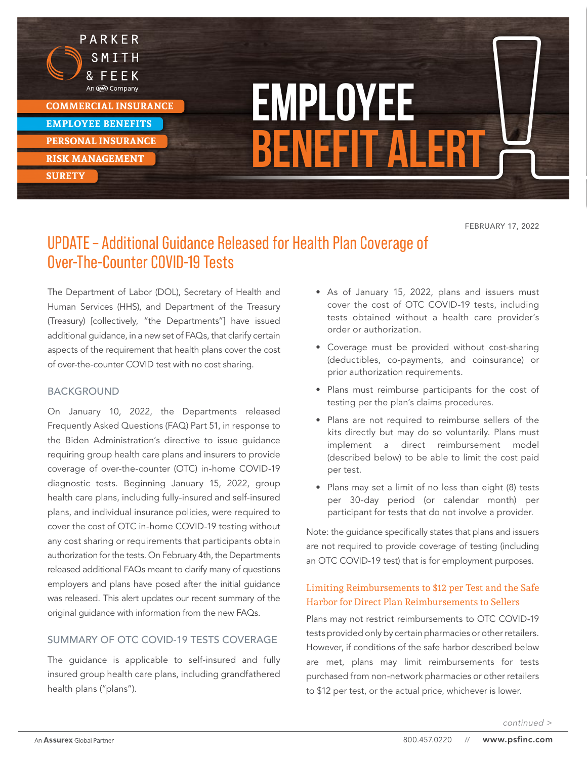# EMPLOYEE BENEFIT ALERT

FEBRUARY 17, 2022

## UPDATE – Additional Guidance Released for Health Plan Coverage of Over-The-Counter COVID-19 Tests

The Department of Labor (DOL), Secretary of Health and Human Services (HHS), and Department of the Treasury (Treasury) [collectively, "the Departments"] have issued additional guidance, in a new set of FAQs, that clarify certain aspects of the requirement that health plans cover the cost of over-the-counter COVID test with no cost sharing.

### BACKGROUND

On January 10, 2022, the Departments released Frequently Asked Questions (FAQ) Part 51, in response to the Biden Administration's directive to issue guidance requiring group health care plans and insurers to provide coverage of over-the-counter (OTC) in-home COVID-19 diagnostic tests. Beginning January 15, 2022, group health care plans, including fully-insured and self-insured plans, and individual insurance policies, were required to cover the cost of OTC in-home COVID-19 testing without any cost sharing or requirements that participants obtain authorization for the tests. On February 4th, the Departments released additional FAQs meant to clarify many of questions employers and plans have posed after the initial guidance was released. This alert updates our recent summary of the original guidance with information from the new FAQs.

### SUMMARY OF OTC COVID-19 TESTS COVERAGE

The guidance is applicable to self-insured and fully insured group health care plans, including grandfathered health plans ("plans").

- As of January 15, 2022, plans and issuers must cover the cost of OTC COVID-19 tests, including tests obtained without a health care provider's order or authorization.
- Coverage must be provided without cost-sharing (deductibles, co-payments, and coinsurance) or prior authorization requirements.
- Plans must reimburse participants for the cost of testing per the plan's claims procedures.
- Plans are not required to reimburse sellers of the kits directly but may do so voluntarily. Plans must implement a direct reimbursement model (described below) to be able to limit the cost paid per test.
- Plans may set a limit of no less than eight (8) tests per 30-day period (or calendar month) per participant for tests that do not involve a provider.

Note: the guidance specifically states that plans and issuers are not required to provide coverage of testing (including an OTC COVID-19 test) that is for employment purposes.

#### Limiting Reimbursements to $12 per Test and the Safe Harbor for Direct Plan Reimbursements to Sellers

Plans may not restrict reimbursements to OTC COVID-19 tests provided only by certain pharmacies or other retailers. However, if conditions of the safe harbor described below are met, plans may limit reimbursements for tests purchased from non-network pharmacies or other retailers to $12 per test, or the actual price, whichever is lower.

continued >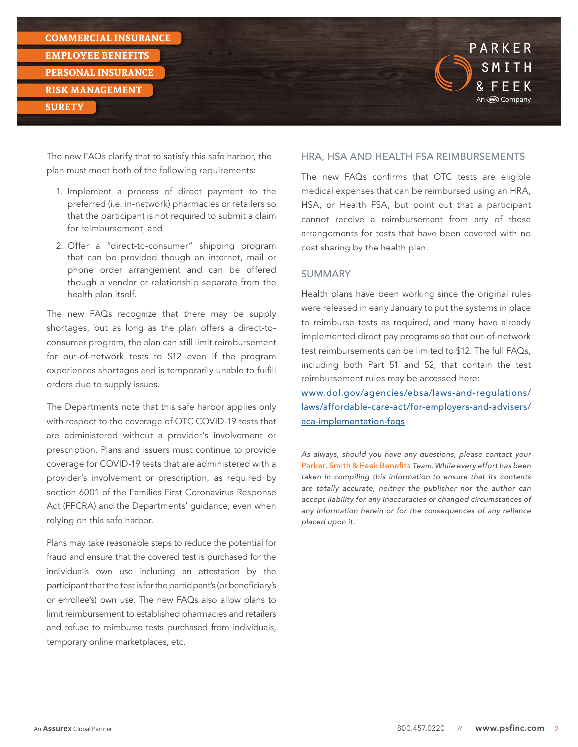The new FAQs clarify that to satisfy this safe harbor, the plan must meet both of the following requirements:

1. Implement a process of direct payment to the preferred (i.e. in-network) pharmacies or retailers so that the participant is not required to submit a claim for reimbursement; and
2. Offer a "direct-to-consumer" shipping program that can be provided though an internet, mail or phone order arrangement and can be offered though a vendor or relationship separate from the health plan itself.

The new FAQs recognize that there may be supply shortages, but as long as the plan offers a direct-to-consumer program, the plan can still limit reimbursement for out-of-network tests to $12 even if the program experiences shortages and is temporarily unable to fulfill orders due to supply issues.

The Departments note that this safe harbor applies only with respect to the coverage of OTC COVID-19 tests that are administered without a provider's involvement or prescription. Plans and issuers must continue to provide coverage for COVID-19 tests that are administered with a provider's involvement or prescription, as required by section 6001 of the Families First Coronavirus Response Act (FFCRA) and the Departments' guidance, even when relying on this safe harbor.

Plans may take reasonable steps to reduce the potential for fraud and ensure that the covered test is purchased for the individual's own use including an attestation by the participant that the test is for the participant's (or beneficiary's or enrollee's) own use. The new FAQs also allow plans to limit reimbursement to established pharmacies and retailers and refuse to reimburse tests purchased from individuals, temporary online marketplaces, etc.

## HRA, HSA AND HEALTH FSA REIMBURSEMENTS

The new FAQs confirms that OTC tests are eligible medical expenses that can be reimbursed using an HRA, HSA, or Health FSA, but point out that a participant cannot receive a reimbursement from any of these arrangements for tests that have been covered with no cost sharing by the health plan.

## SUMMARY

Health plans have been working since the original rules were released in early January to put the systems in place to reimburse tests as required, and many have already implemented direct pay programs so that out-of-network test reimbursements can be limited to $12. The full FAQs, including both Part 51 and 52, that contain the test reimbursement rules may be accessed here:

[www.dol.gov/agencies/ebsa/laws-and-regulations/laws/affordable-care-act/for-employers-and-advisers/aca-implementation-faqs](www.dol.gov/agencies/ebsa/laws-and-regulations/laws/affordable-care-act/for-employers-and-advisers/aca-implementation-faqs)

---

*As always, should you have any questions, please contact your [Parker, Smith & Feek Benefits]() Team. While every effort has been taken in compiling this information to ensure that its contents are totally accurate, neither the publisher nor the author can accept liability for any inaccuracies or changed circumstances of any information herein or for the consequences of any reliance placed upon it.*